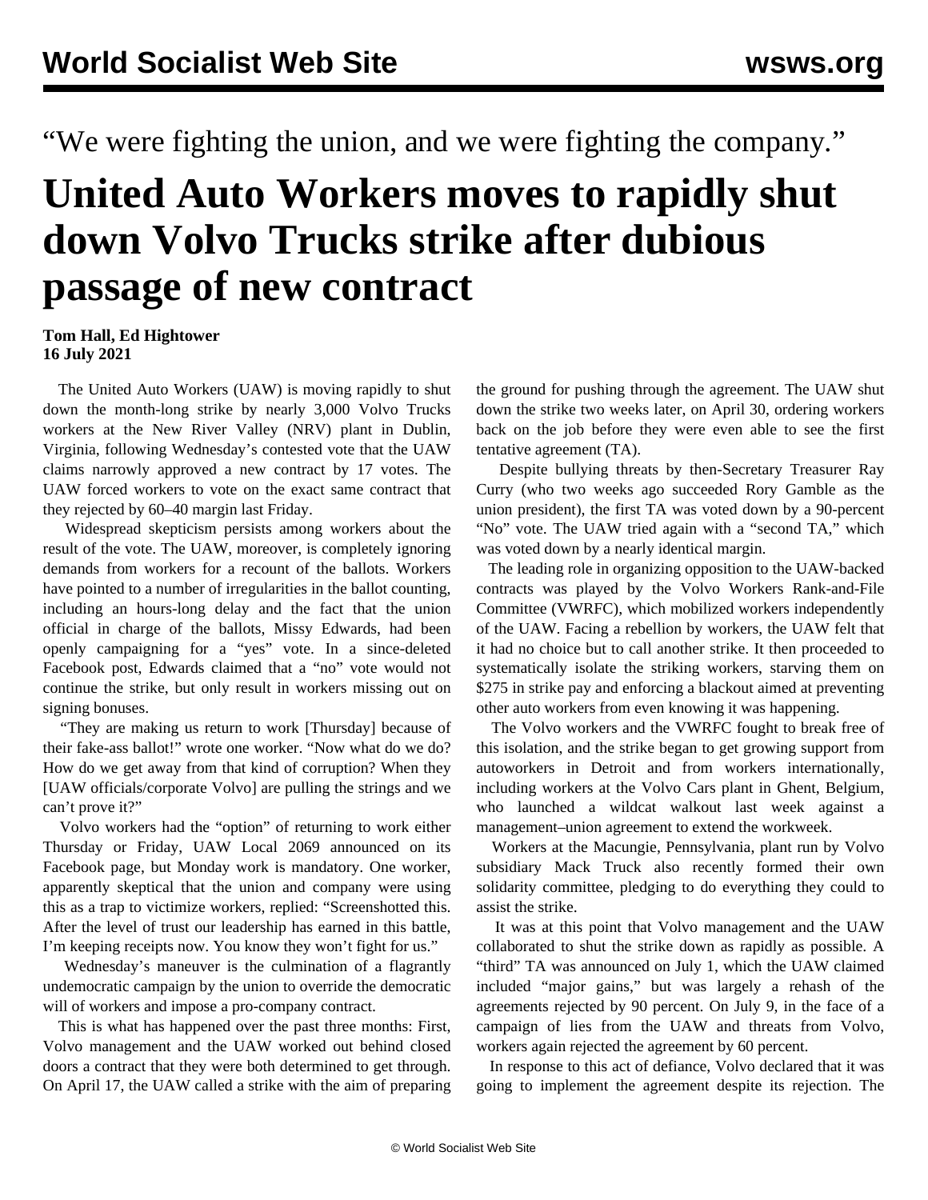“We were fighting the union, and we were fighting the company.”

# United Auto Workers moves to rapidly shut down Volvo Trucks strike after dubious passage of new contract

**Tom Hall, Ed Hightower**
**16 July 2021**

The United Auto Workers (UAW) is moving rapidly to shut down the month-long strike by nearly 3,000 Volvo Trucks workers at the New River Valley (NRV) plant in Dublin, Virginia, following Wednesday’s contested vote that the UAW claims narrowly approved a new contract by 17 votes. The UAW forced workers to vote on the exact same contract that they rejected by 60–40 margin last Friday.

Widespread skepticism persists among workers about the result of the vote. The UAW, moreover, is completely ignoring demands from workers for a recount of the ballots. Workers have pointed to a number of irregularities in the ballot counting, including an hours-long delay and the fact that the union official in charge of the ballots, Missy Edwards, had been openly campaigning for a “yes” vote. In a since-deleted Facebook post, Edwards claimed that a “no” vote would not continue the strike, but only result in workers missing out on signing bonuses.

“They are making us return to work [Thursday] because of their fake-ass ballot!” wrote one worker. “Now what do we do? How do we get away from that kind of corruption? When they [UAW officials/corporate Volvo] are pulling the strings and we can’t prove it?”

Volvo workers had the “option” of returning to work either Thursday or Friday, UAW Local 2069 announced on its Facebook page, but Monday work is mandatory. One worker, apparently skeptical that the union and company were using this as a trap to victimize workers, replied: “Screenshotted this. After the level of trust our leadership has earned in this battle, I’m keeping receipts now. You know they won’t fight for us.”

Wednesday’s maneuver is the culmination of a flagrantly undemocratic campaign by the union to override the democratic will of workers and impose a pro-company contract.

This is what has happened over the past three months: First, Volvo management and the UAW worked out behind closed doors a contract that they were both determined to get through. On April 17, the UAW called a strike with the aim of preparing the ground for pushing through the agreement. The UAW shut down the strike two weeks later, on April 30, ordering workers back on the job before they were even able to see the first tentative agreement (TA).

Despite bullying threats by then-Secretary Treasurer Ray Curry (who two weeks ago succeeded Rory Gamble as the union president), the first TA was voted down by a 90-percent “No” vote. The UAW tried again with a “second TA,” which was voted down by a nearly identical margin.

The leading role in organizing opposition to the UAW-backed contracts was played by the Volvo Workers Rank-and-File Committee (VWRFC), which mobilized workers independently of the UAW. Facing a rebellion by workers, the UAW felt that it had no choice but to call another strike. It then proceeded to systematically isolate the striking workers, starving them on $275 in strike pay and enforcing a blackout aimed at preventing other auto workers from even knowing it was happening.

The Volvo workers and the VWRFC fought to break free of this isolation, and the strike began to get growing support from autoworkers in Detroit and from workers internationally, including workers at the Volvo Cars plant in Ghent, Belgium, who launched a wildcat walkout last week against a management–union agreement to extend the workweek.

Workers at the Macungie, Pennsylvania, plant run by Volvo subsidiary Mack Truck also recently formed their own solidarity committee, pledging to do everything they could to assist the strike.

It was at this point that Volvo management and the UAW collaborated to shut the strike down as rapidly as possible. A “third” TA was announced on July 1, which the UAW claimed included “major gains,” but was largely a rehash of the agreements rejected by 90 percent. On July 9, in the face of a campaign of lies from the UAW and threats from Volvo, workers again rejected the agreement by 60 percent.

In response to this act of defiance, Volvo declared that it was going to implement the agreement despite its rejection. The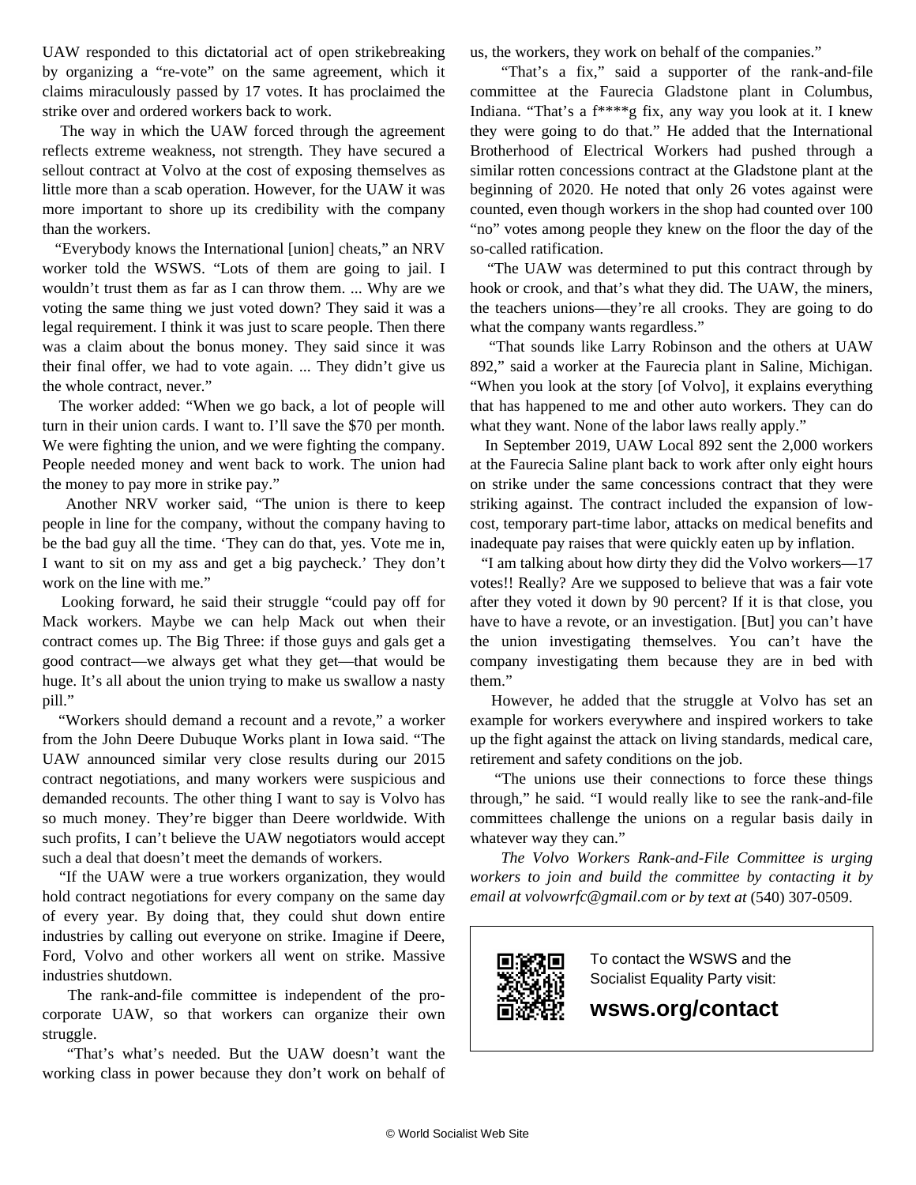UAW responded to this dictatorial act of open strikebreaking by organizing a "re-vote" on the same agreement, which it claims miraculously passed by 17 votes. It has proclaimed the strike over and ordered workers back to work.

The way in which the UAW forced through the agreement reflects extreme weakness, not strength. They have secured a sellout contract at Volvo at the cost of exposing themselves as little more than a scab operation. However, for the UAW it was more important to shore up its credibility with the company than the workers.

"Everybody knows the International [union] cheats," an NRV worker told the WSWS. "Lots of them are going to jail. I wouldn't trust them as far as I can throw them. ... Why are we voting the same thing we just voted down? They said it was a legal requirement. I think it was just to scare people. Then there was a claim about the bonus money. They said since it was their final offer, we had to vote again. ... They didn't give us the whole contract, never."

The worker added: "When we go back, a lot of people will turn in their union cards. I want to. I'll save the $70 per month. We were fighting the union, and we were fighting the company. People needed money and went back to work. The union had the money to pay more in strike pay."

Another NRV worker said, "The union is there to keep people in line for the company, without the company having to be the bad guy all the time. 'They can do that, yes. Vote me in, I want to sit on my ass and get a big paycheck.' They don't work on the line with me."

Looking forward, he said their struggle "could pay off for Mack workers. Maybe we can help Mack out when their contract comes up. The Big Three: if those guys and gals get a good contract—we always get what they get—that would be huge. It's all about the union trying to make us swallow a nasty pill."

"Workers should demand a recount and a revote," a worker from the John Deere Dubuque Works plant in Iowa said. "The UAW announced similar very close results during our 2015 contract negotiations, and many workers were suspicious and demanded recounts. The other thing I want to say is Volvo has so much money. They're bigger than Deere worldwide. With such profits, I can't believe the UAW negotiators would accept such a deal that doesn't meet the demands of workers.

"If the UAW were a true workers organization, they would hold contract negotiations for every company on the same day of every year. By doing that, they could shut down entire industries by calling out everyone on strike. Imagine if Deere, Ford, Volvo and other workers all went on strike. Massive industries shutdown.

The rank-and-file committee is independent of the pro-corporate UAW, so that workers can organize their own struggle.

"That's what's needed. But the UAW doesn't want the working class in power because they don't work on behalf of us, the workers, they work on behalf of the companies."

"That's a fix," said a supporter of the rank-and-file committee at the Faurecia Gladstone plant in Columbus, Indiana. "That's a f****g fix, any way you look at it. I knew they were going to do that." He added that the International Brotherhood of Electrical Workers had pushed through a similar rotten concessions contract at the Gladstone plant at the beginning of 2020. He noted that only 26 votes against were counted, even though workers in the shop had counted over 100 "no" votes among people they knew on the floor the day of the so-called ratification.

"The UAW was determined to put this contract through by hook or crook, and that's what they did. The UAW, the miners, the teachers unions—they're all crooks. They are going to do what the company wants regardless."

"That sounds like Larry Robinson and the others at UAW 892," said a worker at the Faurecia plant in Saline, Michigan. "When you look at the story [of Volvo], it explains everything that has happened to me and other auto workers. They can do what they want. None of the labor laws really apply."

In September 2019, UAW Local 892 sent the 2,000 workers at the Faurecia Saline plant back to work after only eight hours on strike under the same concessions contract that they were striking against. The contract included the expansion of low-cost, temporary part-time labor, attacks on medical benefits and inadequate pay raises that were quickly eaten up by inflation.

"I am talking about how dirty they did the Volvo workers—17 votes!! Really? Are we supposed to believe that was a fair vote after they voted it down by 90 percent? If it is that close, you have to have a revote, or an investigation. [But] you can't have the union investigating themselves. You can't have the company investigating them because they are in bed with them."

However, he added that the struggle at Volvo has set an example for workers everywhere and inspired workers to take up the fight against the attack on living standards, medical care, retirement and safety conditions on the job.

"The unions use their connections to force these things through," he said. "I would really like to see the rank-and-file committees challenge the unions on a regular basis daily in whatever way they can."

*The Volvo Workers Rank-and-File Committee is urging workers to join and build the committee by contacting it by email at volvowrfc@gmail.com or by text at* (540) 307-0509.

To contact the WSWS and the Socialist Equality Party visit:

**wsws.org/contact**